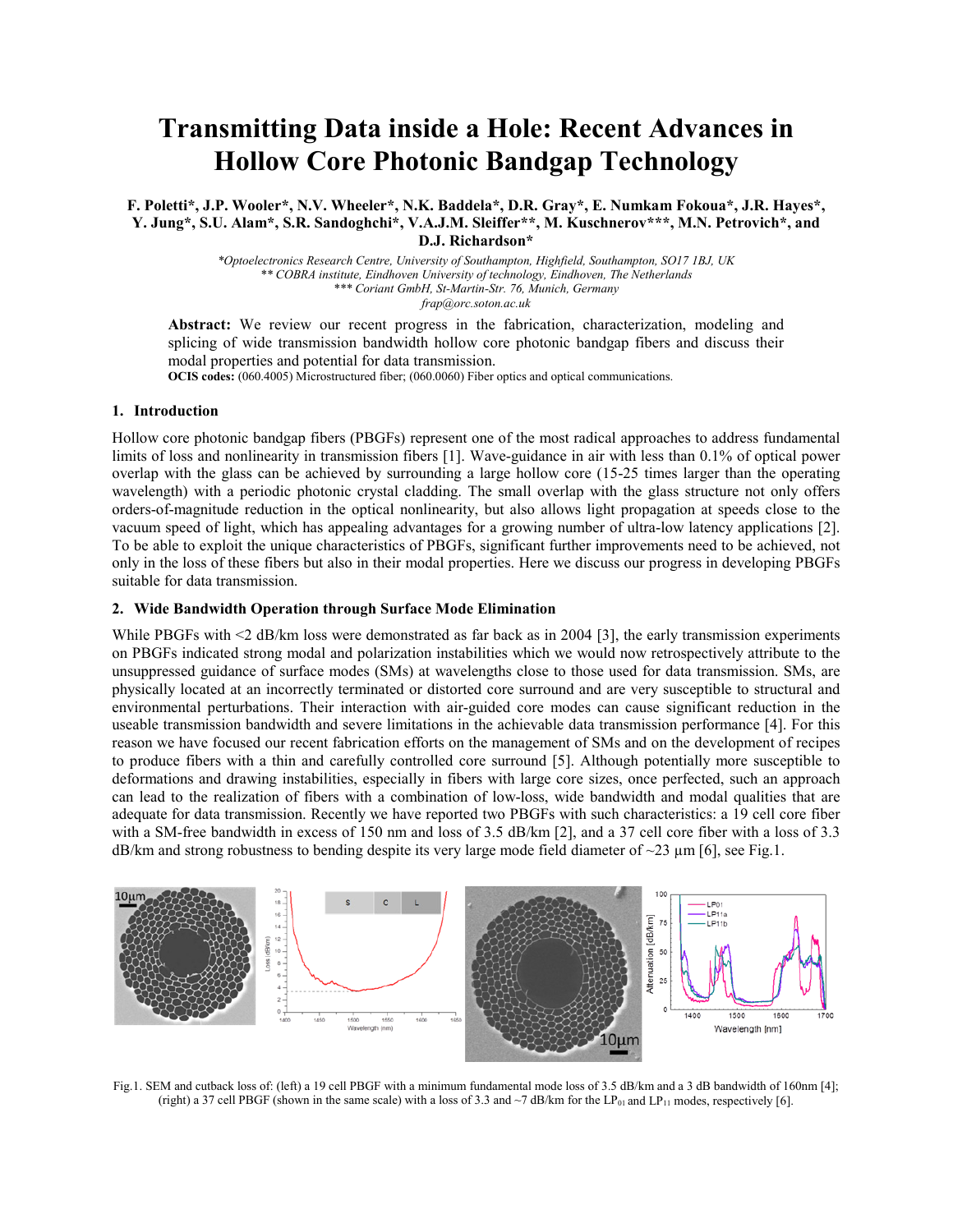# Transmitting Data inside a Hole: Recent Advances in Hollow Core Photonic Bandgap Technology

**F. Poletti\*, J.P. Wooler\*, N.V. Wheeler\*, N.K. Baddela\*, D.R. Gray\*, E. Numkam Fokoua\*, J.R. Hayes\*, Y. Jung\*, S.U. Alam\*, S.R. Sandoghchi\*, V.A.J.M. Sleiffer\*\*, M. Kuschnerov\*\*\*, M.N. Petrovich\*, and D.J. Richardson\***

*\*Optoelectronics Research Centre, University of Southampton, Highfield, Southampton, SO17 1BJ, UK*
*\*\* COBRA institute, Eindhoven University of technology, Eindhoven, The Netherlands*
*\*\*\* Coriant GmbH, St-Martin-Str. 76, Munich, Germany*
*frap@orc.soton.ac.uk*

**Abstract:** We review our recent progress in the fabrication, characterization, modeling and splicing of wide transmission bandwidth hollow core photonic bandgap fibers and discuss their modal properties and potential for data transmission.

**OCIS codes:** (060.4005) Microstructured fiber; (060.0060) Fiber optics and optical communications.

## 1. Introduction

Hollow core photonic bandgap fibers (PBGFs) represent one of the most radical approaches to address fundamental limits of loss and nonlinearity in transmission fibers [1]. Wave-guidance in air with less than 0.1% of optical power overlap with the glass can be achieved by surrounding a large hollow core (15-25 times larger than the operating wavelength) with a periodic photonic crystal cladding. The small overlap with the glass structure not only offers orders-of-magnitude reduction in the optical nonlinearity, but also allows light propagation at speeds close to the vacuum speed of light, which has appealing advantages for a growing number of ultra-low latency applications [2]. To be able to exploit the unique characteristics of PBGFs, significant further improvements need to be achieved, not only in the loss of these fibers but also in their modal properties. Here we discuss our progress in developing PBGFs suitable for data transmission.

## 2. Wide Bandwidth Operation through Surface Mode Elimination

While PBGFs with <2 dB/km loss were demonstrated as far back as in 2004 [3], the early transmission experiments on PBGFs indicated strong modal and polarization instabilities which we would now retrospectively attribute to the unsuppressed guidance of surface modes (SMs) at wavelengths close to those used for data transmission. SMs, are physically located at an incorrectly terminated or distorted core surround and are very susceptible to structural and environmental perturbations. Their interaction with air-guided core modes can cause significant reduction in the useable transmission bandwidth and severe limitations in the achievable data transmission performance [4]. For this reason we have focused our recent fabrication efforts on the management of SMs and on the development of recipes to produce fibers with a thin and carefully controlled core surround [5]. Although potentially more susceptible to deformations and drawing instabilities, especially in fibers with large core sizes, once perfected, such an approach can lead to the realization of fibers with a combination of low-loss, wide bandwidth and modal qualities that are adequate for data transmission. Recently we have reported two PBGFs with such characteristics: a 19 cell core fiber with a SM-free bandwidth in excess of 150 nm and loss of 3.5 dB/km [2], and a 37 cell core fiber with a loss of 3.3 dB/km and strong robustness to bending despite its very large mode field diameter of ~23 µm [6], see Fig.1.

Fig.1. SEM and cutback loss of: (left) a 19 cell PBGF with a minimum fundamental mode loss of 3.5 dB/km and a 3 dB bandwidth of 160nm [4]; (right) a 37 cell PBGF (shown in the same scale) with a loss of 3.3 and ~7 dB/km for the $LP_{01}$ and $LP_{11}$ modes, respectively [6].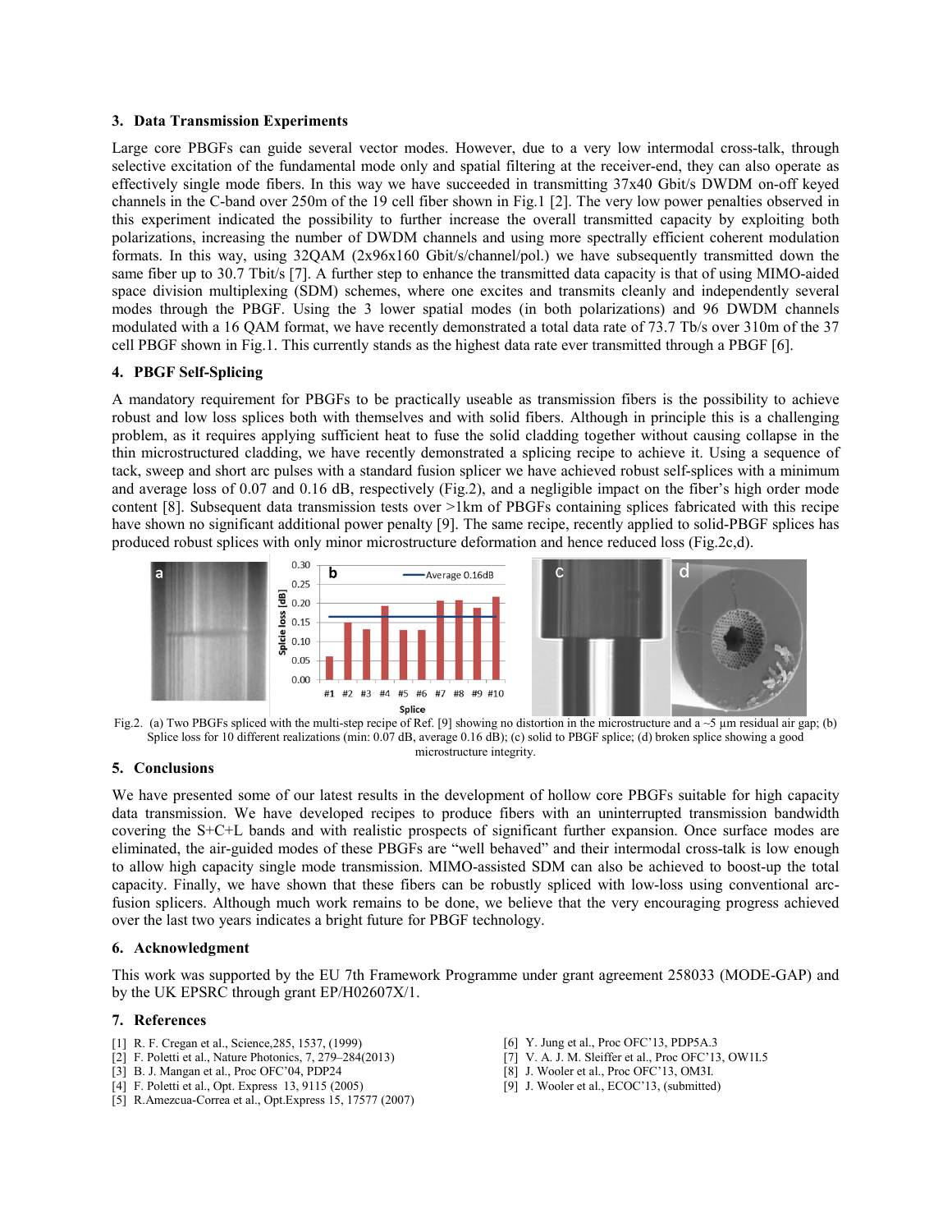### 3. Data Transmission Experiments

Large core PBGFs can guide several vector modes. However, due to a very low intermodal cross-talk, through selective excitation of the fundamental mode only and spatial filtering at the receiver-end, they can also operate as effectively single mode fibers. In this way we have succeeded in transmitting 37x40 Gbit/s DWDM on-off keyed channels in the C-band over 250m of the 19 cell fiber shown in Fig.1 [2]. The very low power penalties observed in this experiment indicated the possibility to further increase the overall transmitted capacity by exploiting both polarizations, increasing the number of DWDM channels and using more spectrally efficient coherent modulation formats. In this way, using 32QAM (2x96x160 Gbit/s/channel/pol.) we have subsequently transmitted down the same fiber up to 30.7 Tbit/s [7]. A further step to enhance the transmitted data capacity is that of using MIMO-aided space division multiplexing (SDM) schemes, where one excites and transmits cleanly and independently several modes through the PBGF. Using the 3 lower spatial modes (in both polarizations) and 96 DWDM channels modulated with a 16 QAM format, we have recently demonstrated a total data rate of 73.7 Tb/s over 310m of the 37 cell PBGF shown in Fig.1. This currently stands as the highest data rate ever transmitted through a PBGF [6].

### 4. PBGF Self-Splicing

A mandatory requirement for PBGFs to be practically useable as transmission fibers is the possibility to achieve robust and low loss splices both with themselves and with solid fibers. Although in principle this is a challenging problem, as it requires applying sufficient heat to fuse the solid cladding together without causing collapse in the thin microstructured cladding, we have recently demonstrated a splicing recipe to achieve it. Using a sequence of tack, sweep and short arc pulses with a standard fusion splicer we have achieved robust self-splices with a minimum and average loss of 0.07 and 0.16 dB, respectively (Fig.2), and a negligible impact on the fiber's high order mode content [8]. Subsequent data transmission tests over >1km of PBGFs containing splices fabricated with this recipe have shown no significant additional power penalty [9]. The same recipe, recently applied to solid-PBGF splices has produced robust splices with only minor microstructure deformation and hence reduced loss (Fig.2c,d).

a

b

Average 0.16dB

Splcie loss [dB]

0.30
0.25
0.20
0.15
0.10
0.05
0.00

#1 #2 #3 #4 #5 #6 #7 #8 #9 #10

Splice

c

d

Fig.2. (a) Two PBGFs spliced with the multi-step recipe of Ref. [9] showing no distortion in the microstructure and a ~5 μm residual air gap; (b) Splice loss for 10 different realizations (min: 0.07 dB, average 0.16 dB); (c) solid to PBGF splice; (d) broken splice showing a good microstructure integrity.

### 5. Conclusions

We have presented some of our latest results in the development of hollow core PBGFs suitable for high capacity data transmission. We have developed recipes to produce fibers with an uninterrupted transmission bandwidth covering the S+C+L bands and with realistic prospects of significant further expansion. Once surface modes are eliminated, the air-guided modes of these PBGFs are "well behaved" and their intermodal cross-talk is low enough to allow high capacity single mode transmission. MIMO-assisted SDM can also be achieved to boost-up the total capacity. Finally, we have shown that these fibers can be robustly spliced with low-loss using conventional arc-fusion splicers. Although much work remains to be done, we believe that the very encouraging progress achieved over the last two years indicates a bright future for PBGF technology.

### 6. Acknowledgment

This work was supported by the EU 7th Framework Programme under grant agreement 258033 (MODE-GAP) and by the UK EPSRC through grant EP/H02607X/1.

### 7. References

[1] R. F. Cregan et al., Science,285, 1537, (1999)
[2] F. Poletti et al., Nature Photonics, 7, 279–284(2013)
[3] B. J. Mangan et al., Proc OFC'04, PDP24
[4] F. Poletti et al., Opt. Express 13, 9115 (2005)
[5] R.Amezcua-Correa et al., Opt.Express 15, 17577 (2007)
[6] Y. Jung et al., Proc OFC'13, PDP5A.3
[7] V. A. J. M. Sleiffer et al., Proc OFC'13, OW1I.5
[8] J. Wooler et al., Proc OFC'13, OM3I.
[9] J. Wooler et al., ECOC'13, (submitted)